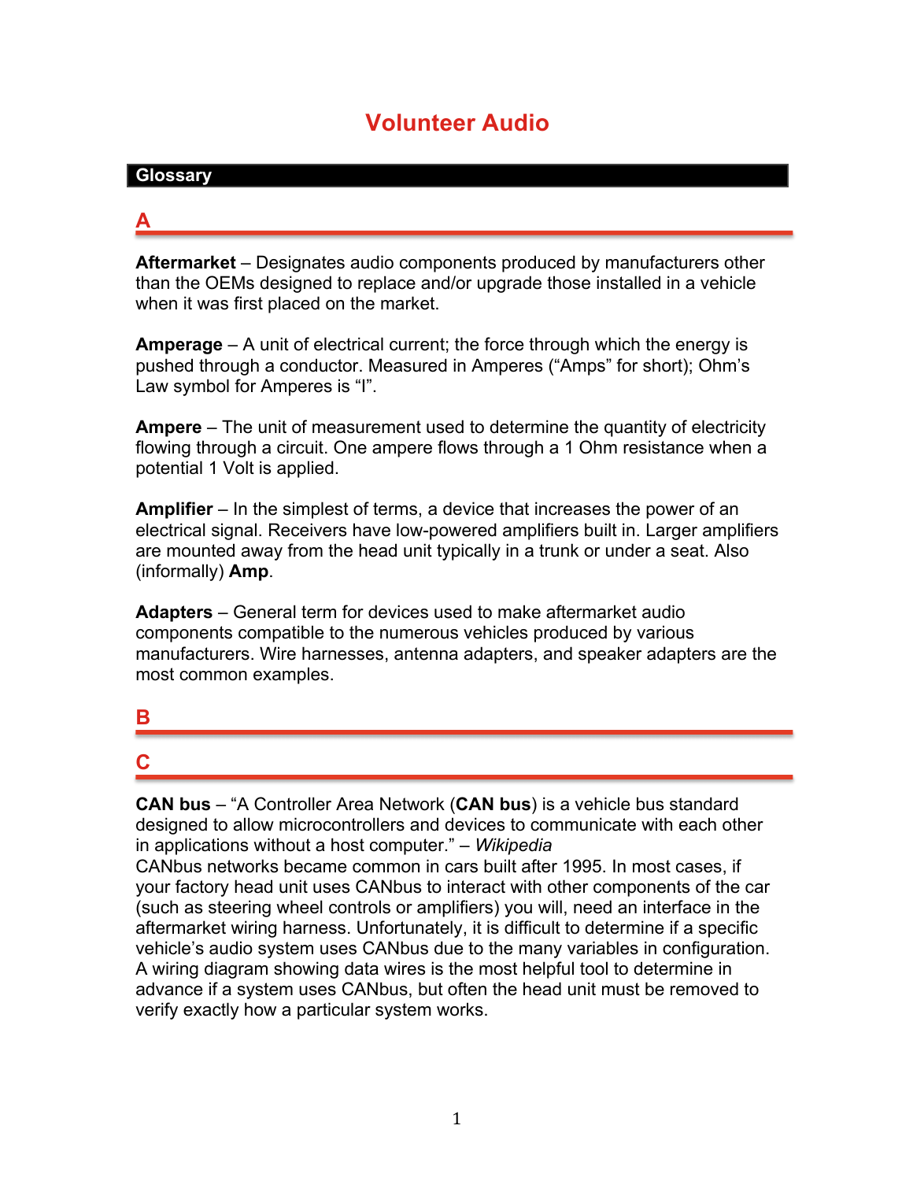# Volunteer Audio

## Glossary

### A

**Aftermarket** – Designates audio components produced by manufacturers other than the OEMs designed to replace and/or upgrade those installed in a vehicle when it was first placed on the market.

**Amperage** – A unit of electrical current; the force through which the energy is pushed through a conductor. Measured in Amperes ("Amps" for short); Ohm's Law symbol for Amperes is "I".

**Ampere** – The unit of measurement used to determine the quantity of electricity flowing through a circuit. One ampere flows through a 1 Ohm resistance when a potential 1 Volt is applied.

**Amplifier** – In the simplest of terms, a device that increases the power of an electrical signal. Receivers have low-powered amplifiers built in. Larger amplifiers are mounted away from the head unit typically in a trunk or under a seat. Also (informally) **Amp**.

**Adapters** – General term for devices used to make aftermarket audio components compatible to the numerous vehicles produced by various manufacturers. Wire harnesses, antenna adapters, and speaker adapters are the most common examples.

### B

### C

**CAN bus** – "A Controller Area Network (**CAN bus**) is a vehicle bus standard designed to allow microcontrollers and devices to communicate with each other in applications without a host computer." – *Wikipedia*
CANbus networks became common in cars built after 1995. In most cases, if your factory head unit uses CANbus to interact with other components of the car (such as steering wheel controls or amplifiers) you will, need an interface in the aftermarket wiring harness. Unfortunately, it is difficult to determine if a specific vehicle's audio system uses CANbus due to the many variables in configuration. A wiring diagram showing data wires is the most helpful tool to determine in advance if a system uses CANbus, but often the head unit must be removed to verify exactly how a particular system works.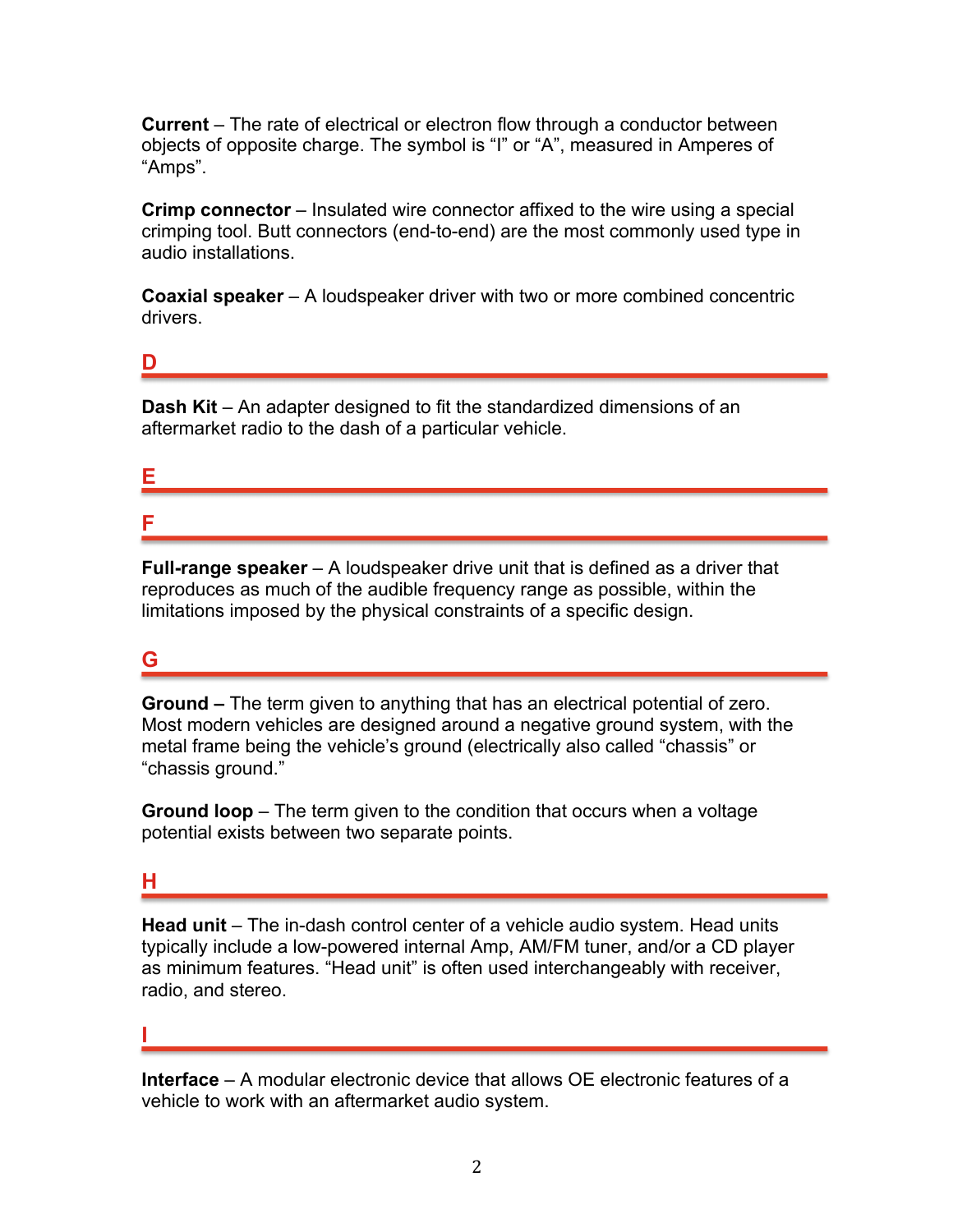**Current** – The rate of electrical or electron flow through a conductor between objects of opposite charge. The symbol is “I” or “A”, measured in Amperes of “Amps”.

**Crimp connector** – Insulated wire connector affixed to the wire using a special crimping tool. Butt connectors (end-to-end) are the most commonly used type in audio installations.

**Coaxial speaker** – A loudspeaker driver with two or more combined concentric drivers.

## D

**Dash Kit** – An adapter designed to fit the standardized dimensions of an aftermarket radio to the dash of a particular vehicle.

## E

## F

**Full-range speaker** – A loudspeaker drive unit that is defined as a driver that reproduces as much of the audible frequency range as possible, within the limitations imposed by the physical constraints of a specific design.

## G

**Ground –** The term given to anything that has an electrical potential of zero. Most modern vehicles are designed around a negative ground system, with the metal frame being the vehicle’s ground (electrically also called “chassis” or “chassis ground.”

**Ground loop** – The term given to the condition that occurs when a voltage potential exists between two separate points.

## H

**Head unit** – The in-dash control center of a vehicle audio system. Head units typically include a low-powered internal Amp, AM/FM tuner, and/or a CD player as minimum features. “Head unit” is often used interchangeably with receiver, radio, and stereo.

## I

**Interface** – A modular electronic device that allows OE electronic features of a vehicle to work with an aftermarket audio system.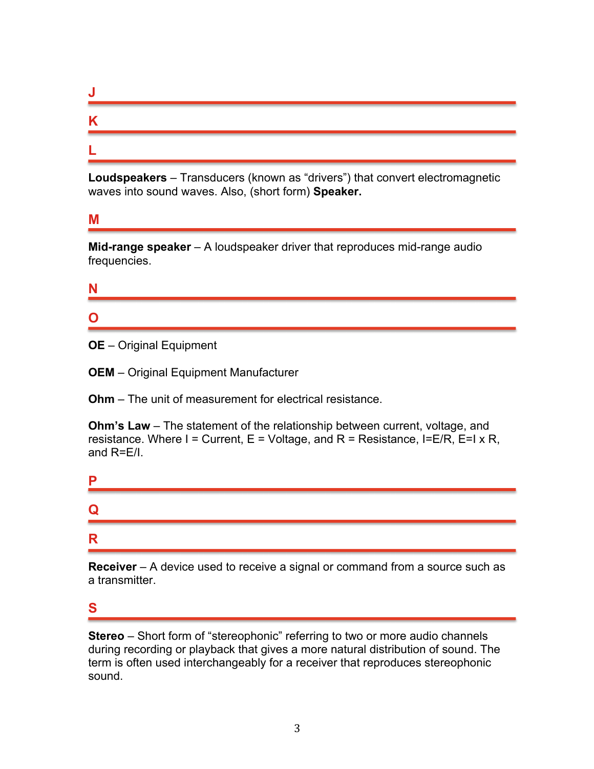## J

## K

## L

**Loudspeakers** – Transducers (known as "drivers") that convert electromagnetic waves into sound waves. Also, (short form) **Speaker.**

## M

**Mid-range speaker** – A loudspeaker driver that reproduces mid-range audio frequencies.

## N

## O

**OE** – Original Equipment

**OEM** – Original Equipment Manufacturer

**Ohm** – The unit of measurement for electrical resistance.

**Ohm's Law** – The statement of the relationship between current, voltage, and resistance. Where I = Current, E = Voltage, and R = Resistance, $I=E/R$, $E=I \times R$, and $R=E/I$.

## P

## Q

## R

**Receiver** – A device used to receive a signal or command from a source such as a transmitter.

## S

**Stereo** – Short form of "stereophonic" referring to two or more audio channels during recording or playback that gives a more natural distribution of sound. The term is often used interchangeably for a receiver that reproduces stereophonic sound.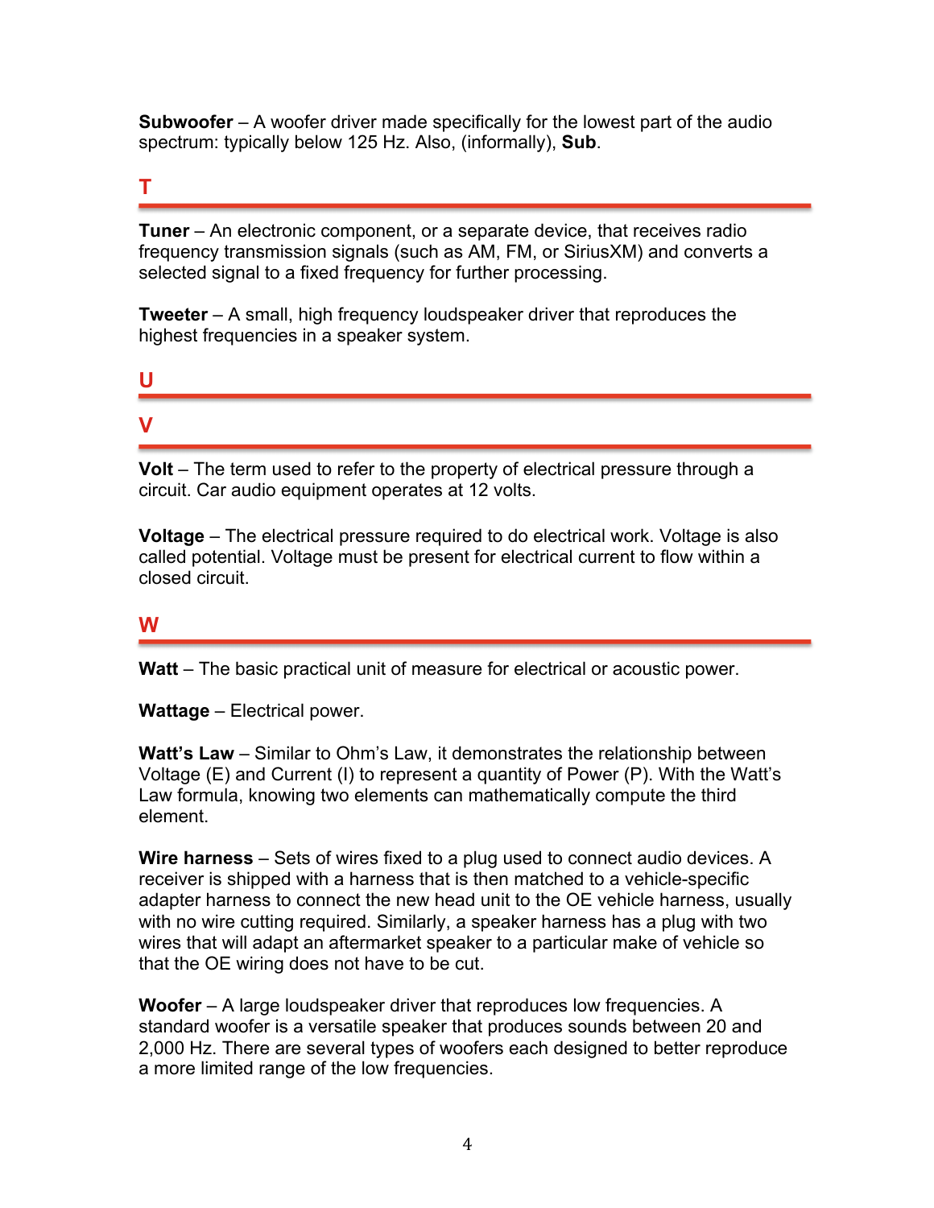**Subwoofer** – A woofer driver made specifically for the lowest part of the audio spectrum: typically below 125 Hz. Also, (informally), **Sub**.

## T

**Tuner** – An electronic component, or a separate device, that receives radio frequency transmission signals (such as AM, FM, or SiriusXM) and converts a selected signal to a fixed frequency for further processing.

**Tweeter** – A small, high frequency loudspeaker driver that reproduces the highest frequencies in a speaker system.

## U

## V

**Volt** – The term used to refer to the property of electrical pressure through a circuit. Car audio equipment operates at 12 volts.

**Voltage** – The electrical pressure required to do electrical work. Voltage is also called potential. Voltage must be present for electrical current to flow within a closed circuit.

## W

**Watt** – The basic practical unit of measure for electrical or acoustic power.

**Wattage** – Electrical power.

**Watt's Law** – Similar to Ohm's Law, it demonstrates the relationship between Voltage (E) and Current (I) to represent a quantity of Power (P). With the Watt's Law formula, knowing two elements can mathematically compute the third element.

**Wire harness** – Sets of wires fixed to a plug used to connect audio devices. A receiver is shipped with a harness that is then matched to a vehicle-specific adapter harness to connect the new head unit to the OE vehicle harness, usually with no wire cutting required. Similarly, a speaker harness has a plug with two wires that will adapt an aftermarket speaker to a particular make of vehicle so that the OE wiring does not have to be cut.

**Woofer** – A large loudspeaker driver that reproduces low frequencies. A standard woofer is a versatile speaker that produces sounds between 20 and 2,000 Hz. There are several types of woofers each designed to better reproduce a more limited range of the low frequencies.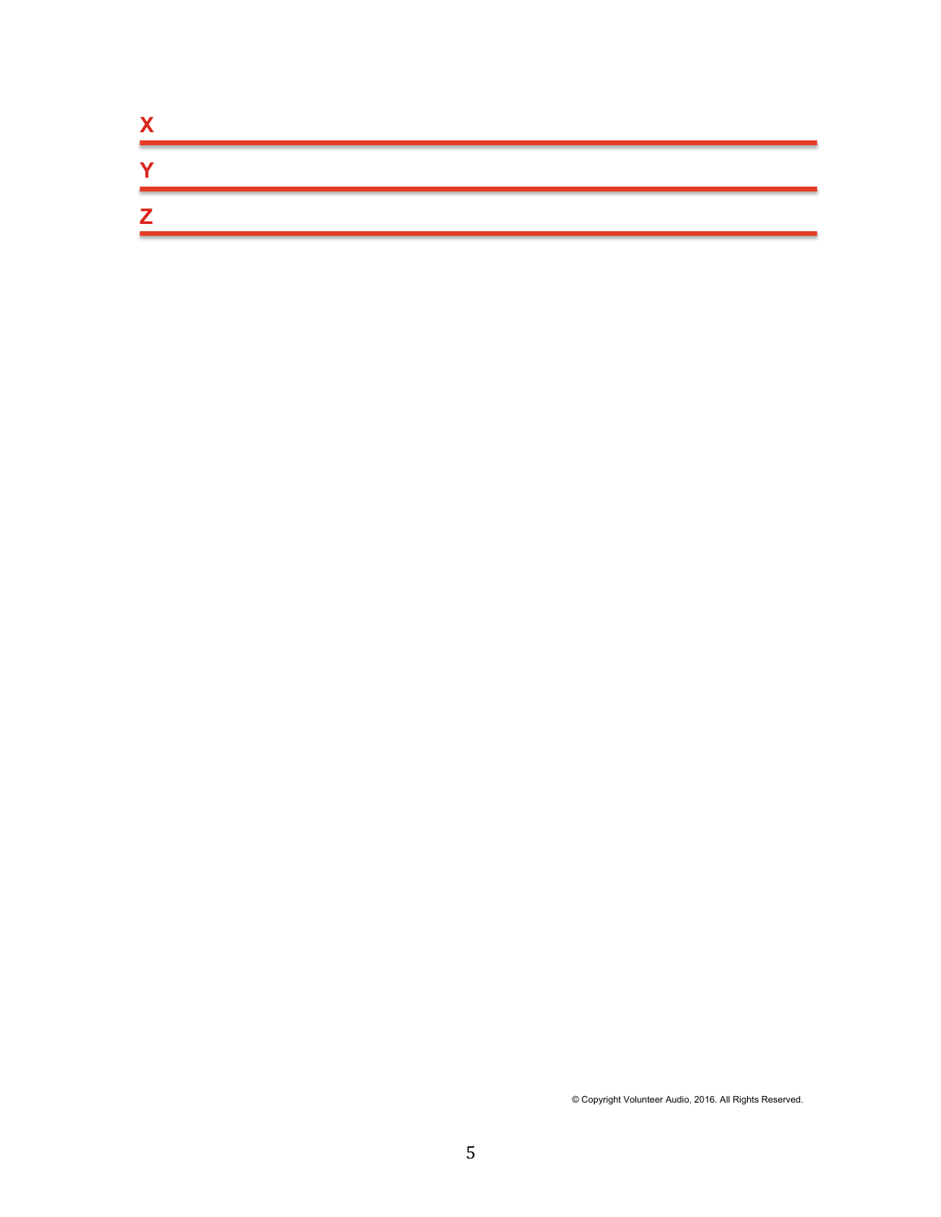**X**

---

**Y**

---

**Z**

---

© Copyright Volunteer Audio, 2016. All Rights Reserved.